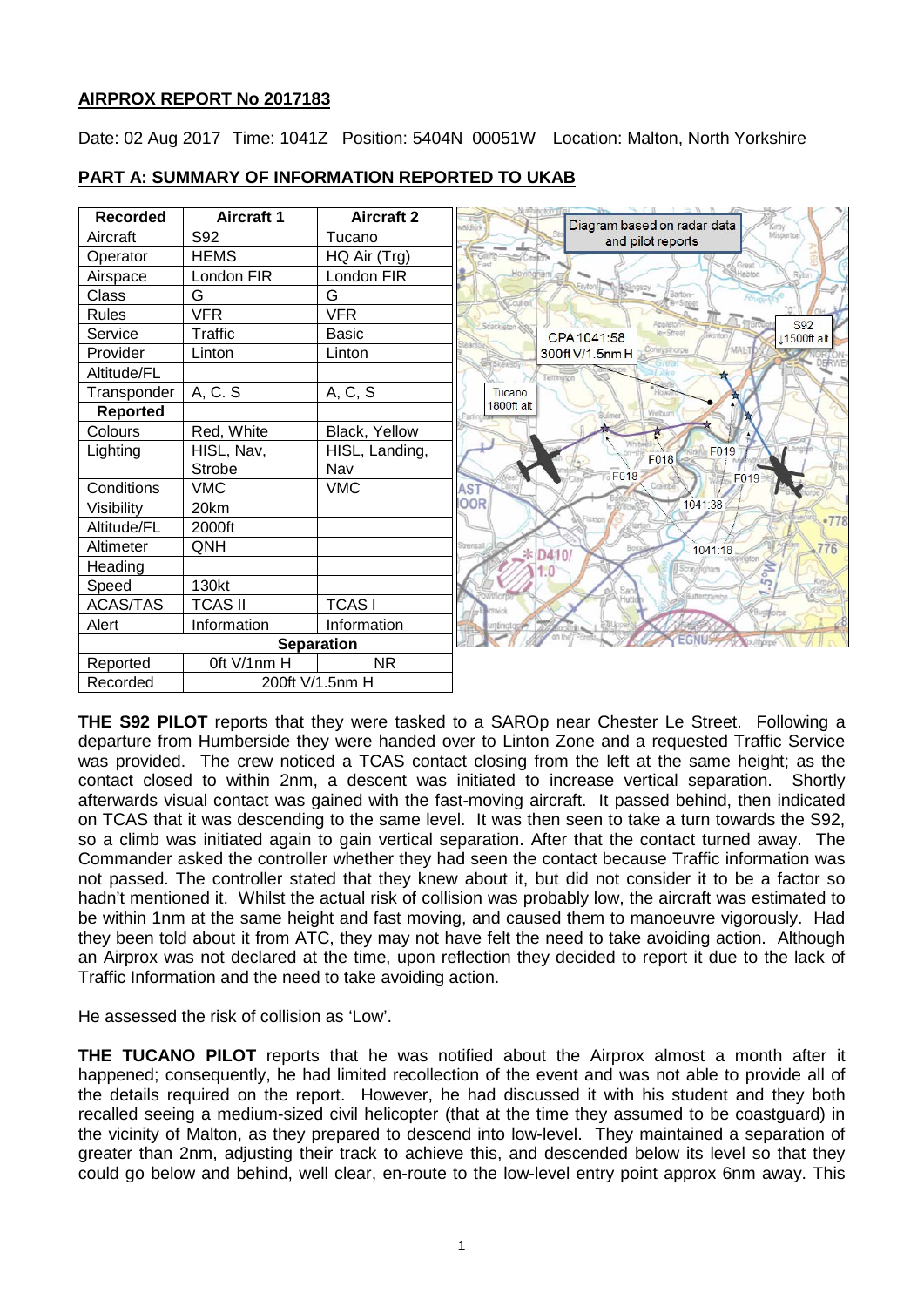**AIRPROX REPORT No 2017183**

Date: 02 Aug 2017 Time: 1041Z Position: 5404N 00051W Location: Malton, North Yorkshire

## PART A: SUMMARY OF INFORMATION REPORTED TO UKAB

| Recorded | Aircraft 1 | Aircraft 2 |
|---|---|---|
| Aircraft | S92 | Tucano |
| Operator | HEMS | HQ Air (Trg) |
| Airspace | London FIR | London FIR |
| Class | G | G |
| Rules | VFR | VFR |
| Service | Traffic | Basic |
| Provider | Linton | Linton |
| Altitude/FL | | |
| Transponder | A, C, S | A, C, S |
| **Reported** | | |
| Colours | Red, White | Black, Yellow |
| Lighting | HISL, Nav, Strobe | HISL, Landing, Nav |
| Conditions | VMC | VMC |
| Visibility | 20km | |
| Altitude/FL | 2000ft | |
| Altimeter | QNH | |
| Heading | | |
| Speed | 130kt | |
| ACAS/TAS | TCAS II | TCAS I |
| Alert | Information | Information |
| **Separation** | | |
| Reported | 0ft V/1nm H | NR |
| Recorded | 200ft V/1.5nm H | |

Diagram based on radar data and pilot reports

**THE S92 PILOT** reports that they were tasked to a SAROp near Chester Le Street. Following a departure from Humberside they were handed over to Linton Zone and a requested Traffic Service was provided. The crew noticed a TCAS contact closing from the left at the same height; as the contact closed to within 2nm, a descent was initiated to increase vertical separation. Shortly afterwards visual contact was gained with the fast-moving aircraft. It passed behind, then indicated on TCAS that it was descending to the same level. It was then seen to take a turn towards the S92, so a climb was initiated again to gain vertical separation. After that the contact turned away. The Commander asked the controller whether they had seen the contact because Traffic information was not passed. The controller stated that they knew about it, but did not consider it to be a factor so hadn't mentioned it. Whilst the actual risk of collision was probably low, the aircraft was estimated to be within 1nm at the same height and fast moving, and caused them to manoeuvre vigorously. Had they been told about it from ATC, they may not have felt the need to take avoiding action. Although an Airprox was not declared at the time, upon reflection they decided to report it due to the lack of Traffic Information and the need to take avoiding action.

He assessed the risk of collision as 'Low'.

**THE TUCANO PILOT** reports that he was notified about the Airprox almost a month after it happened; consequently, he had limited recollection of the event and was not able to provide all of the details required on the report. However, he had discussed it with his student and they both recalled seeing a medium-sized civil helicopter (that at the time they assumed to be coastguard) in the vicinity of Malton, as they prepared to descend into low-level. They maintained a separation of greater than 2nm, adjusting their track to achieve this, and descended below its level so that they could go below and behind, well clear, en-route to the low-level entry point approx 6nm away. This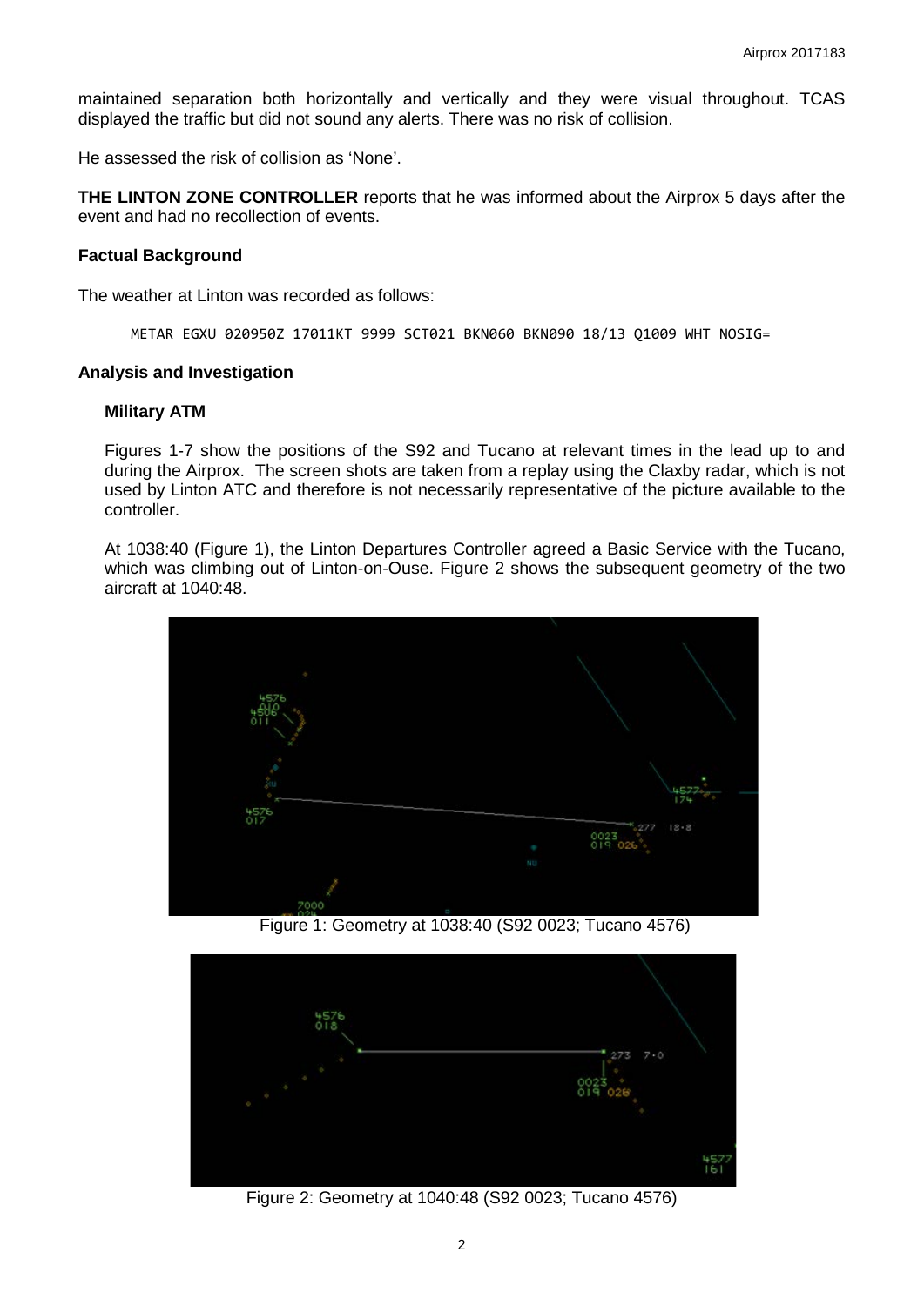maintained separation both horizontally and vertically and they were visual throughout. TCAS displayed the traffic but did not sound any alerts. There was no risk of collision.

He assessed the risk of collision as 'None'.

**THE LINTON ZONE CONTROLLER** reports that he was informed about the Airprox 5 days after the event and had no recollection of events.

### Factual Background

The weather at Linton was recorded as follows:

```
METAR EGXU 020950Z 17011KT 9999 SCT021 BKN060 BKN090 18/13 Q1009 WHT NOSIG=
```

### Analysis and Investigation

#### Military ATM

Figures 1-7 show the positions of the S92 and Tucano at relevant times in the lead up to and during the Airprox. The screen shots are taken from a replay using the Claxby radar, which is not used by Linton ATC and therefore is not necessarily representative of the picture available to the controller.

At 1038:40 (Figure 1), the Linton Departures Controller agreed a Basic Service with the Tucano, which was climbing out of Linton-on-Ouse. Figure 2 shows the subsequent geometry of the two aircraft at 1040:48.

Figure 1: Geometry at 1038:40 (S92 0023; Tucano 4576)

Figure 2: Geometry at 1040:48 (S92 0023; Tucano 4576)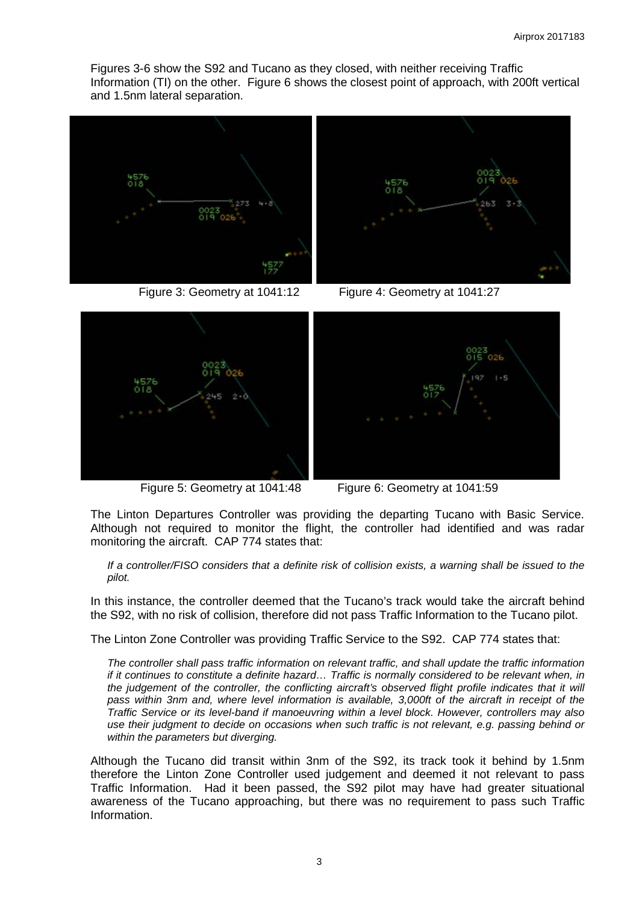Figures 3-6 show the S92 and Tucano as they closed, with neither receiving Traffic Information (TI) on the other. Figure 6 shows the closest point of approach, with 200ft vertical and 1.5nm lateral separation.

Figure 3: Geometry at 1041:12

Figure 4: Geometry at 1041:27

Figure 5: Geometry at 1041:48

Figure 6: Geometry at 1041:59

The Linton Departures Controller was providing the departing Tucano with Basic Service. Although not required to monitor the flight, the controller had identified and was radar monitoring the aircraft. CAP 774 states that:

*If a controller/FISO considers that a definite risk of collision exists, a warning shall be issued to the pilot.*

In this instance, the controller deemed that the Tucano's track would take the aircraft behind the S92, with no risk of collision, therefore did not pass Traffic Information to the Tucano pilot.

The Linton Zone Controller was providing Traffic Service to the S92. CAP 774 states that:

*The controller shall pass traffic information on relevant traffic, and shall update the traffic information if it continues to constitute a definite hazard… Traffic is normally considered to be relevant when, in the judgement of the controller, the conflicting aircraft's observed flight profile indicates that it will pass within 3nm and, where level information is available, 3,000ft of the aircraft in receipt of the Traffic Service or its level-band if manoeuvring within a level block. However, controllers may also use their judgment to decide on occasions when such traffic is not relevant, e.g. passing behind or within the parameters but diverging.*

Although the Tucano did transit within 3nm of the S92, its track took it behind by 1.5nm therefore the Linton Zone Controller used judgement and deemed it not relevant to pass Traffic Information. Had it been passed, the S92 pilot may have had greater situational awareness of the Tucano approaching, but there was no requirement to pass such Traffic Information.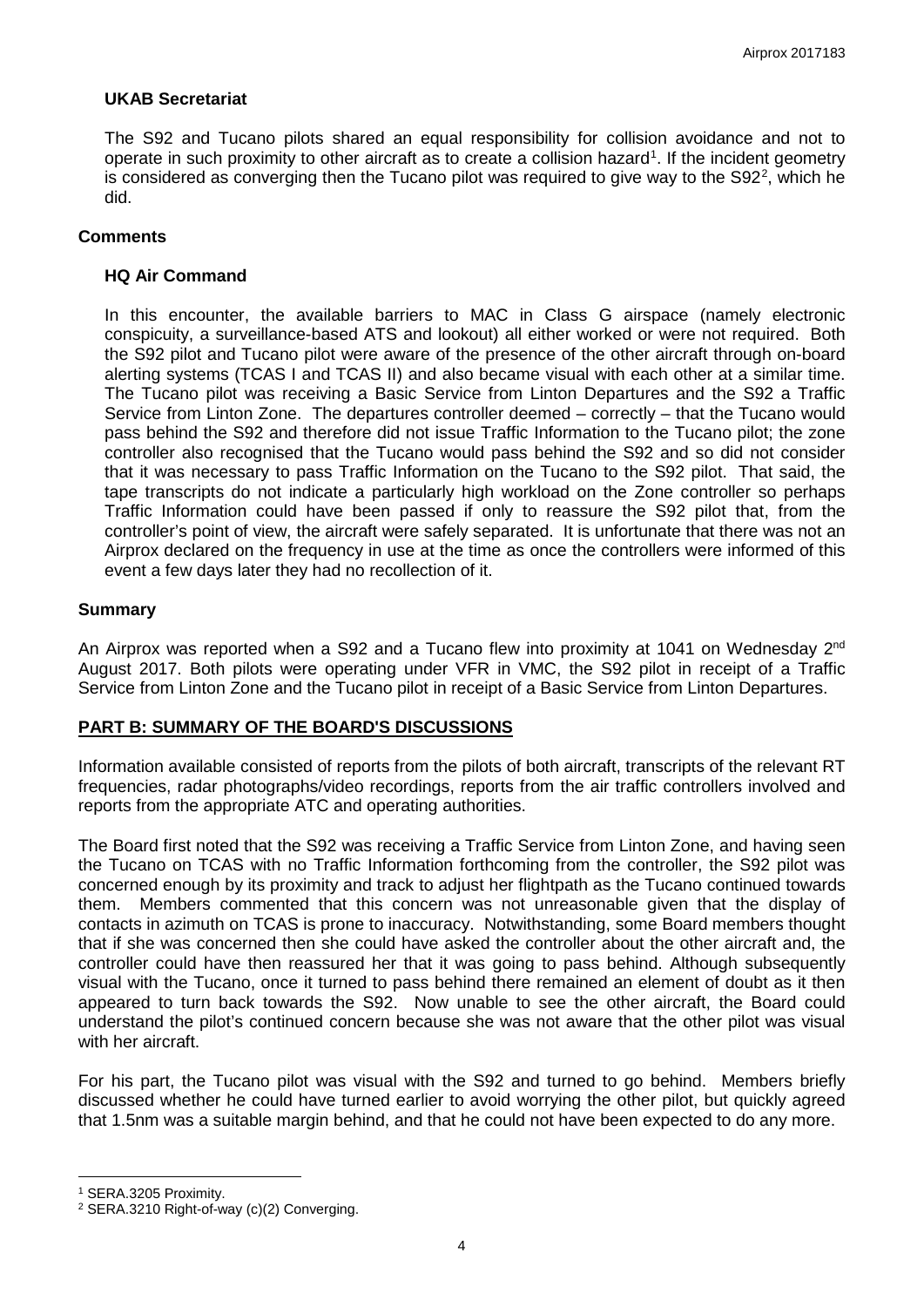### UKAB Secretariat

The S92 and Tucano pilots shared an equal responsibility for collision avoidance and not to operate in such proximity to other aircraft as to create a collision hazard[1]. If the incident geometry is considered as converging then the Tucano pilot was required to give way to the S92[2], which he did.

## Comments

### HQ Air Command

In this encounter, the available barriers to MAC in Class G airspace (namely electronic conspicuity, a surveillance-based ATS and lookout) all either worked or were not required. Both the S92 pilot and Tucano pilot were aware of the presence of the other aircraft through on-board alerting systems (TCAS I and TCAS II) and also became visual with each other at a similar time. The Tucano pilot was receiving a Basic Service from Linton Departures and the S92 a Traffic Service from Linton Zone. The departures controller deemed – correctly – that the Tucano would pass behind the S92 and therefore did not issue Traffic Information to the Tucano pilot; the zone controller also recognised that the Tucano would pass behind the S92 and so did not consider that it was necessary to pass Traffic Information on the Tucano to the S92 pilot. That said, the tape transcripts do not indicate a particularly high workload on the Zone controller so perhaps Traffic Information could have been passed if only to reassure the S92 pilot that, from the controller's point of view, the aircraft were safely separated. It is unfortunate that there was not an Airprox declared on the frequency in use at the time as once the controllers were informed of this event a few days later they had no recollection of it.

## Summary

An Airprox was reported when a S92 and a Tucano flew into proximity at 1041 on Wednesday 2nd August 2017. Both pilots were operating under VFR in VMC, the S92 pilot in receipt of a Traffic Service from Linton Zone and the Tucano pilot in receipt of a Basic Service from Linton Departures.

## PART B: SUMMARY OF THE BOARD'S DISCUSSIONS

Information available consisted of reports from the pilots of both aircraft, transcripts of the relevant RT frequencies, radar photographs/video recordings, reports from the air traffic controllers involved and reports from the appropriate ATC and operating authorities.

The Board first noted that the S92 was receiving a Traffic Service from Linton Zone, and having seen the Tucano on TCAS with no Traffic Information forthcoming from the controller, the S92 pilot was concerned enough by its proximity and track to adjust her flightpath as the Tucano continued towards them. Members commented that this concern was not unreasonable given that the display of contacts in azimuth on TCAS is prone to inaccuracy. Notwithstanding, some Board members thought that if she was concerned then she could have asked the controller about the other aircraft and, the controller could have then reassured her that it was going to pass behind. Although subsequently visual with the Tucano, once it turned to pass behind there remained an element of doubt as it then appeared to turn back towards the S92. Now unable to see the other aircraft, the Board could understand the pilot's continued concern because she was not aware that the other pilot was visual with her aircraft.

For his part, the Tucano pilot was visual with the S92 and turned to go behind. Members briefly discussed whether he could have turned earlier to avoid worrying the other pilot, but quickly agreed that 1.5nm was a suitable margin behind, and that he could not have been expected to do any more.

---

[1] SERA.3205 Proximity.
[2] SERA.3210 Right-of-way (c)(2) Converging.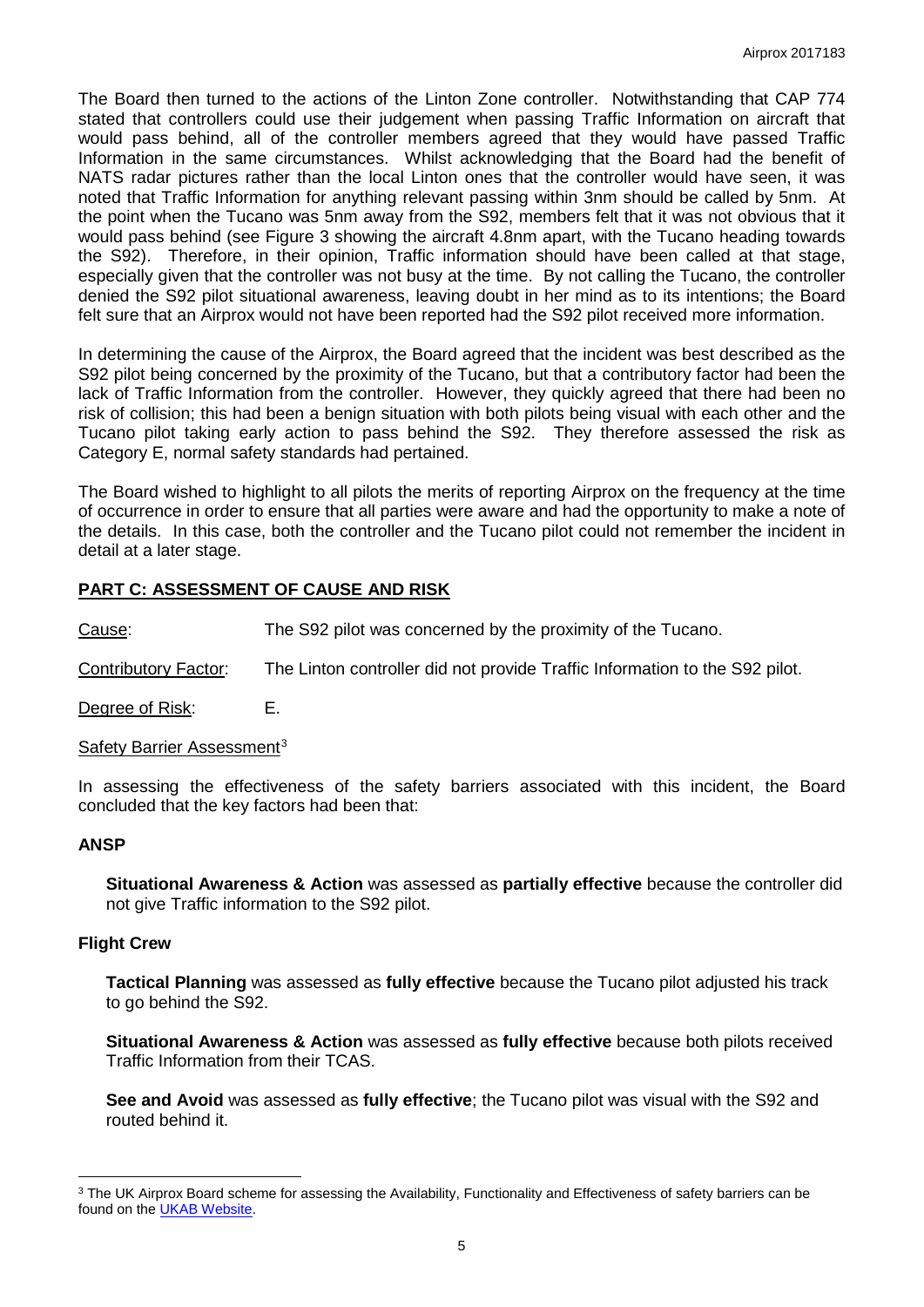The Board then turned to the actions of the Linton Zone controller. Notwithstanding that CAP 774 stated that controllers could use their judgement when passing Traffic Information on aircraft that would pass behind, all of the controller members agreed that they would have passed Traffic Information in the same circumstances. Whilst acknowledging that the Board had the benefit of NATS radar pictures rather than the local Linton ones that the controller would have seen, it was noted that Traffic Information for anything relevant passing within 3nm should be called by 5nm. At the point when the Tucano was 5nm away from the S92, members felt that it was not obvious that it would pass behind (see Figure 3 showing the aircraft 4.8nm apart, with the Tucano heading towards the S92). Therefore, in their opinion, Traffic information should have been called at that stage, especially given that the controller was not busy at the time. By not calling the Tucano, the controller denied the S92 pilot situational awareness, leaving doubt in her mind as to its intentions; the Board felt sure that an Airprox would not have been reported had the S92 pilot received more information.

In determining the cause of the Airprox, the Board agreed that the incident was best described as the S92 pilot being concerned by the proximity of the Tucano, but that a contributory factor had been the lack of Traffic Information from the controller. However, they quickly agreed that there had been no risk of collision; this had been a benign situation with both pilots being visual with each other and the Tucano pilot taking early action to pass behind the S92. They therefore assessed the risk as Category E, normal safety standards had pertained.

The Board wished to highlight to all pilots the merits of reporting Airprox on the frequency at the time of occurrence in order to ensure that all parties were aware and had the opportunity to make a note of the details. In this case, both the controller and the Tucano pilot could not remember the incident in detail at a later stage.

## PART C: ASSESSMENT OF CAUSE AND RISK

Cause: The S92 pilot was concerned by the proximity of the Tucano.

Contributory Factor: The Linton controller did not provide Traffic Information to the S92 pilot.

Degree of Risk: E.

Safety Barrier Assessment[3]

In assessing the effectiveness of the safety barriers associated with this incident, the Board concluded that the key factors had been that:

### ANSP

**Situational Awareness & Action** was assessed as **partially effective** because the controller did not give Traffic information to the S92 pilot.

### Flight Crew

**Tactical Planning** was assessed as **fully effective** because the Tucano pilot adjusted his track to go behind the S92.

**Situational Awareness & Action** was assessed as **fully effective** because both pilots received Traffic Information from their TCAS.

**See and Avoid** was assessed as **fully effective**; the Tucano pilot was visual with the S92 and routed behind it.

[3] The UK Airprox Board scheme for assessing the Availability, Functionality and Effectiveness of safety barriers can be found on the UKAB Website.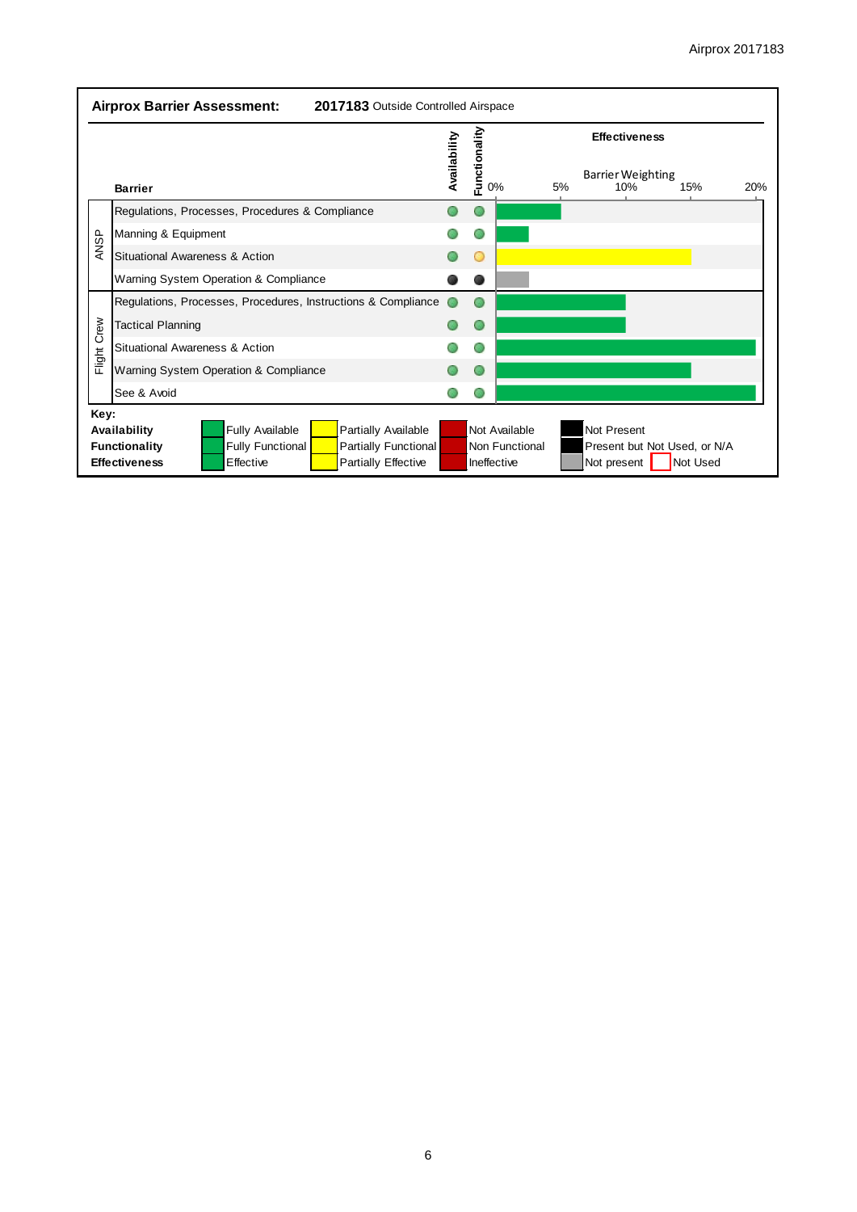**Airprox Barrier Assessment:** **2017183** Outside Controlled Airspace

Barrier

Availability

Functionality

Effectiveness

Barrier Weighting

0% 5% 10% 15% 20%

ANSP

Regulations, Processes, Procedures & Compliance

Manning & Equipment

Situational Awareness & Action

Warning System Operation & Compliance

Flight Crew

Regulations, Processes, Procedures, Instructions & Compliance

Tactical Planning

Situational Awareness & Action

Warning System Operation & Compliance

See & Avoid

**Key:**

**Availability** Fully Available, Partially Available, Not Available, Not Present

**Functionality** Fully Functional, Partially Functional, Non Functional, Present but Not Used, or N/A

**Effectiveness** Effective, Partially Effective, Ineffective, Not present, Not Used